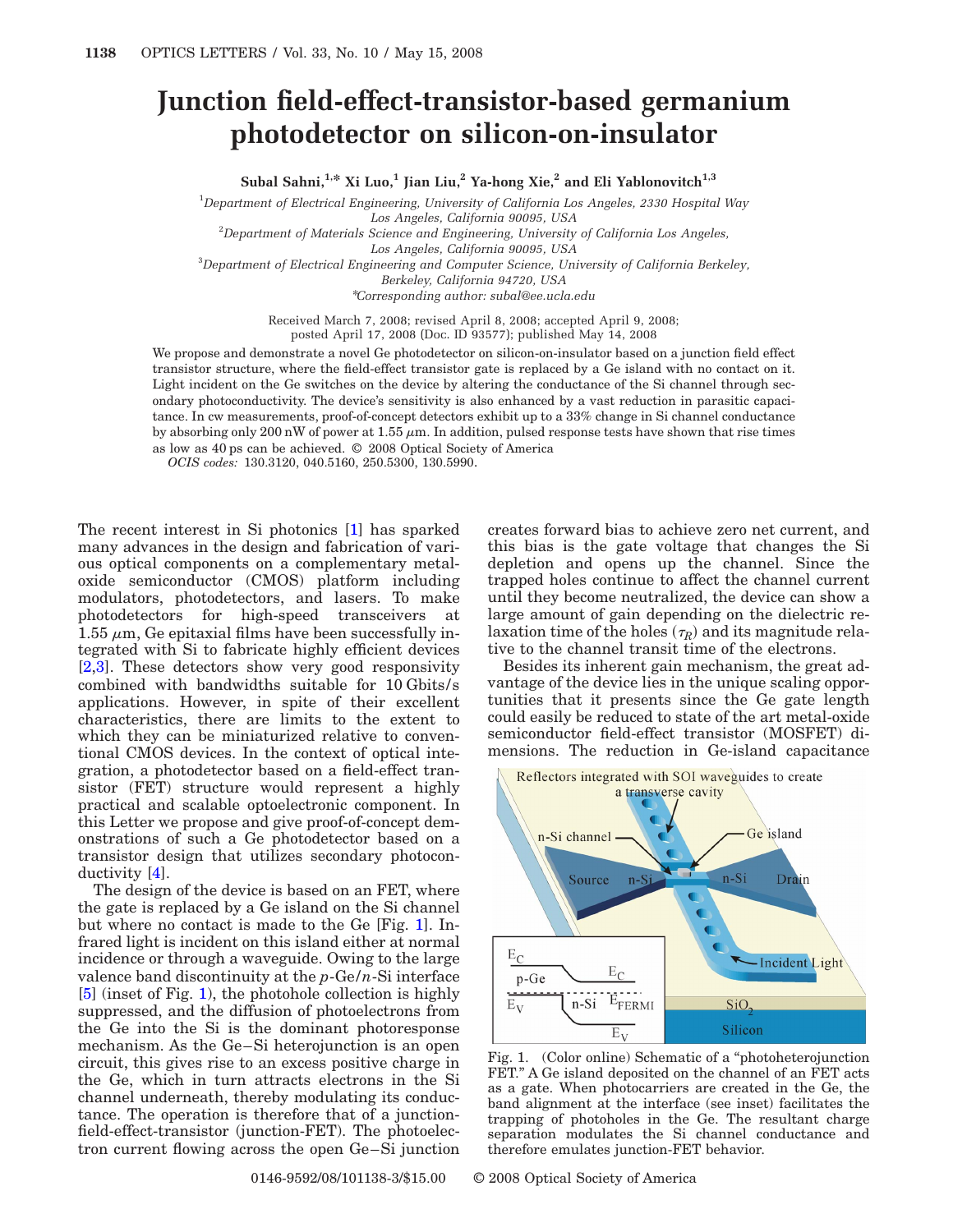# Junction field-effect-transistor-based germanium photodetector on silicon-on-insulator

**Subal Sahni,[1,*] Xi Luo,[1] Jian Liu,[2] Ya-hong Xie,[2] and Eli Yablonovitch[1,3]**

[1]*Department of Electrical Engineering, University of California Los Angeles, 2330 Hospital Way Los Angeles, California 90095, USA*

[2]*Department of Materials Science and Engineering, University of California Los Angeles, Los Angeles, California 90095, USA*

[3]*Department of Electrical Engineering and Computer Science, University of California Berkeley, Berkeley, California 94720, USA*

*Corresponding author: subal@ee.ucla.edu

Received March 7, 2008; revised April 8, 2008; accepted April 9, 2008; posted April 17, 2008 (Doc. ID 93577); published May 14, 2008

We propose and demonstrate a novel Ge photodetector on silicon-on-insulator based on a junction field effect transistor structure, where the field-effect transistor gate is replaced by a Ge island with no contact on it. Light incident on the Ge switches on the device by altering the conductance of the Si channel through secondary photoconductivity. The device's sensitivity is also enhanced by a vast reduction in parasitic capacitance. In cw measurements, proof-of-concept detectors exhibit up to a 33% change in Si channel conductance by absorbing only 200 nW of power at 1.55 $\mu$m. In addition, pulsed response tests have shown that rise times as low as 40 ps can be achieved. © 2008 Optical Society of America

*OCIS codes:* 130.3120, 040.5160, 250.5300, 130.5990.

The recent interest in Si photonics [1] has sparked many advances in the design and fabrication of various optical components on a complementary metal-oxide semiconductor (CMOS) platform including modulators, photodetectors, and lasers. To make photodetectors for high-speed transceivers at 1.55 $\mu$m, Ge epitaxial films have been successfully integrated with Si to fabricate highly efficient devices [2,3]. These detectors show very good responsivity combined with bandwidths suitable for 10 Gbits/s applications. However, in spite of their excellent characteristics, there are limits to the extent to which they can be miniaturized relative to conventional CMOS devices. In the context of optical integration, a photodetector based on a field-effect transistor (FET) structure would represent a highly practical and scalable optoelectronic component. In this Letter we propose and give proof-of-concept demonstrations of such a Ge photodetector based on a transistor design that utilizes secondary photoconductivity [4].

The design of the device is based on an FET, where the gate is replaced by a Ge island on the Si channel but where no contact is made to the Ge [Fig. 1]. Infrared light is incident on this island either at normal incidence or through a waveguide. Owing to the large valence band discontinuity at the $p$-Ge/$n$-Si interface [5] (inset of Fig. 1), the photohole collection is highly suppressed, and the diffusion of photoelectrons from the Ge into the Si is the dominant photoresponse mechanism. As the Ge–Si heterojunction is an open circuit, this gives rise to an excess positive charge in the Ge, which in turn attracts electrons in the Si channel underneath, thereby modulating its conductance. The operation is therefore that of a junction-field-effect-transistor (junction-FET). The photoelectron current flowing across the open Ge–Si junction creates forward bias to achieve zero net current, and this bias is the gate voltage that changes the Si depletion and opens up the channel. Since the trapped holes continue to affect the channel current until they become neutralized, the device can show a large amount of gain depending on the dielectric relaxation time of the holes ($\tau_R$) and its magnitude relative to the channel transit time of the electrons.

Besides its inherent gain mechanism, the great advantage of the device lies in the unique scaling opportunities that it presents since the Ge gate length could easily be reduced to state of the art metal-oxide semiconductor field-effect transistor (MOSFET) dimensions. The reduction in Ge-island capacitance

Fig. 1. (Color online) Schematic of a "photoheterojunction FET." A Ge island deposited on the channel of an FET acts as a gate. When photocarriers are created in the Ge, the band alignment at the interface (see inset) facilitates the trapping of photoholes in the Ge. The resultant charge separation modulates the Si channel conductance and therefore emulates junction-FET behavior.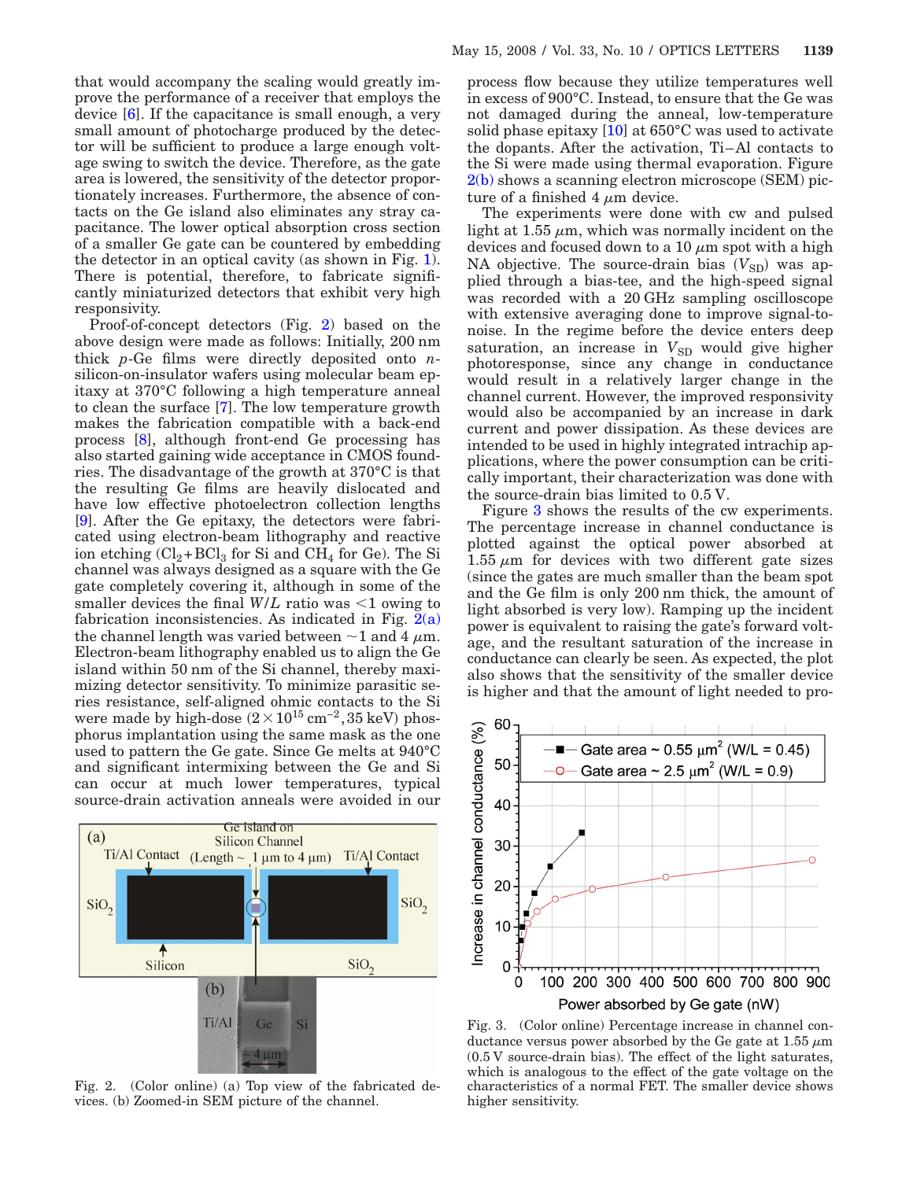that would accompany the scaling would greatly improve the performance of a receiver that employs the device [6]. If the capacitance is small enough, a very small amount of photocharge produced by the detector will be sufficient to produce a large enough voltage swing to switch the device. Therefore, as the gate area is lowered, the sensitivity of the detector proportionately increases. Furthermore, the absence of contacts on the Ge island also eliminates any stray capacitance. The lower optical absorption cross section of a smaller Ge gate can be countered by embedding the detector in an optical cavity (as shown in Fig. 1). There is potential, therefore, to fabricate significantly miniaturized detectors that exhibit very high responsivity.

Proof-of-concept detectors (Fig. 2) based on the above design were made as follows: Initially, 200 nm thick *p*-Ge films were directly deposited onto *n*-silicon-on-insulator wafers using molecular beam epitaxy at 370°C following a high temperature anneal to clean the surface [7]. The low temperature growth makes the fabrication compatible with a back-end process [8], although front-end Ge processing has also started gaining wide acceptance in CMOS foundries. The disadvantage of the growth at 370°C is that the resulting Ge films are heavily dislocated and have low effective photoelectron collection lengths [9]. After the Ge epitaxy, the detectors were fabricated using electron-beam lithography and reactive ion etching ($Cl_2+BCl_3$ for Si and $CH_4$ for Ge). The Si channel was always designed as a square with the Ge gate completely covering it, although in some of the smaller devices the final $W/L$ ratio was <1 owing to fabrication inconsistencies. As indicated in Fig. 2(a) the channel length was varied between ~1 and 4 $\mu$m. Electron-beam lithography enabled us to align the Ge island within 50 nm of the Si channel, thereby maximizing detector sensitivity. To minimize parasitic series resistance, self-aligned ohmic contacts to the Si were made by high-dose ($2\times10^{15}$ cm$^{-2}$, 35 keV) phosphorus implantation using the same mask as the one used to pattern the Ge gate. Since Ge melts at 940°C and significant intermixing between the Ge and Si can occur at much lower temperatures, typical source-drain activation anneals were avoided in our process flow because they utilize temperatures well in excess of 900°C. Instead, to ensure that the Ge was not damaged during the anneal, low-temperature solid phase epitaxy [10] at 650°C was used to activate the dopants. After the activation, Ti–Al contacts to the Si were made using thermal evaporation. Figure 2(b) shows a scanning electron microscope (SEM) picture of a finished 4 $\mu$m device.

Fig. 2. (Color online) (a) Top view of the fabricated devices. (b) Zoomed-in SEM picture of the channel.

The experiments were done with cw and pulsed light at 1.55 $\mu$m, which was normally incident on the devices and focused down to a 10 $\mu$m spot with a high NA objective. The source-drain bias ($V_{SD}$) was applied through a bias-tee, and the high-speed signal was recorded with a 20 GHz sampling oscilloscope with extensive averaging done to improve signal-to-noise. In the regime before the device enters deep saturation, an increase in $V_{SD}$ would give higher photoresponse, since any change in conductance would result in a relatively larger change in the channel current. However, the improved responsivity would also be accompanied by an increase in dark current and power dissipation. As these devices are intended to be used in highly integrated intrachip applications, where the power consumption can be critically important, their characterization was done with the source-drain bias limited to 0.5 V.

Figure 3 shows the results of the cw experiments. The percentage increase in channel conductance is plotted against the optical power absorbed at 1.55 $\mu$m for devices with two different gate sizes (since the gates are much smaller than the beam spot and the Ge film is only 200 nm thick, the amount of light absorbed is very low). Ramping up the incident power is equivalent to raising the gate's forward voltage, and the resultant saturation of the increase in conductance can clearly be seen. As expected, the plot also shows that the sensitivity of the smaller device is higher and that the amount of light needed to pro-

Fig. 3. (Color online) Percentage increase in channel conductance versus power absorbed by the Ge gate at 1.55 $\mu$m (0.5 V source-drain bias). The effect of the light saturates, which is analogous to the effect of the gate voltage on the characteristics of a normal FET. The smaller device shows higher sensitivity.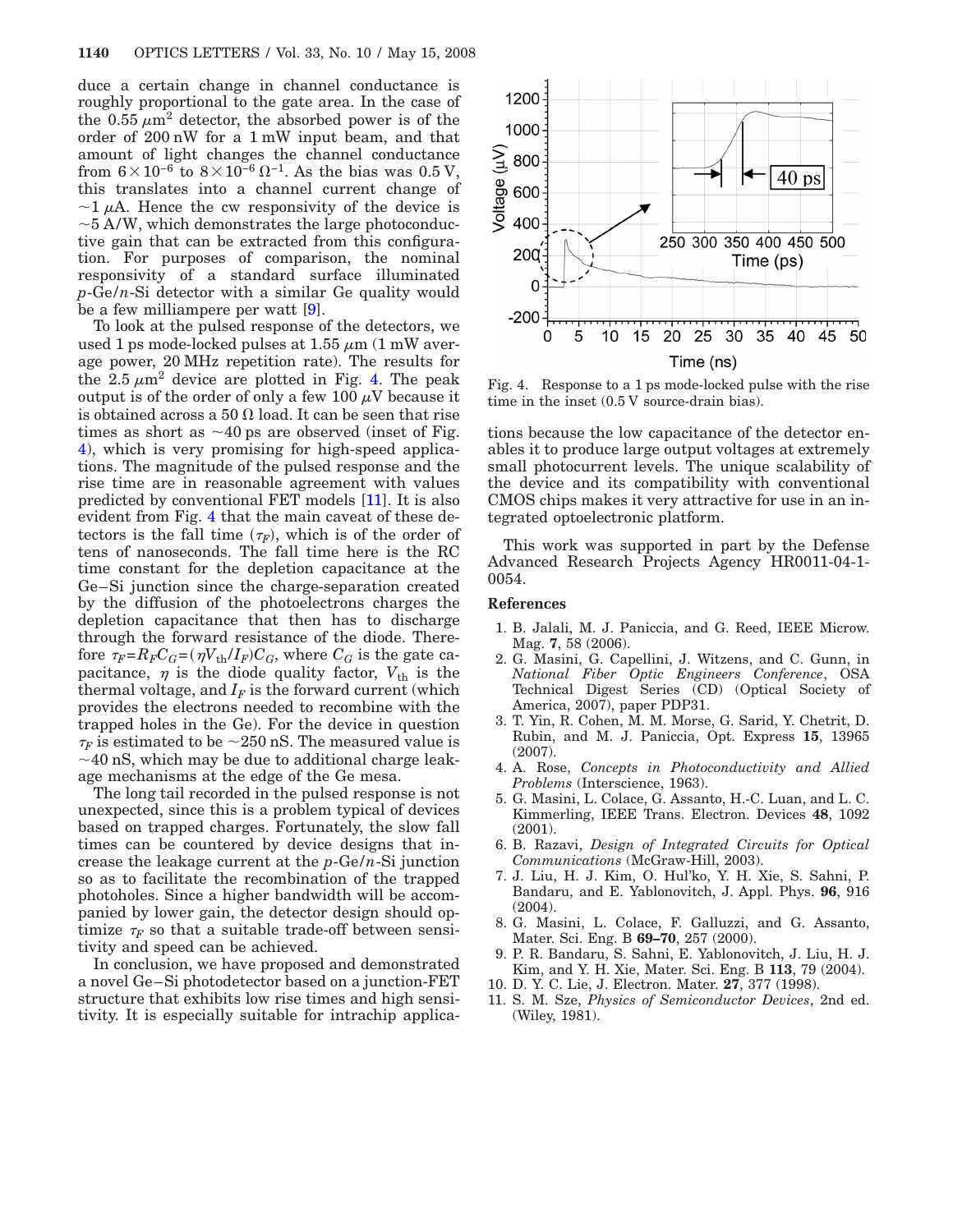duce a certain change in channel conductance is roughly proportional to the gate area. In the case of the 0.55 $\mu m^2$ detector, the absorbed power is of the order of 200 nW for a 1 mW input beam, and that amount of light changes the channel conductance from $6 \times 10^{-6}$ to $8 \times 10^{-6}\ \Omega^{-1}$. As the bias was 0.5 V, this translates into a channel current change of $\sim 1\ \mu A$. Hence the cw responsivity of the device is $\sim 5$ A/W, which demonstrates the large photoconductive gain that can be extracted from this configuration. For purposes of comparison, the nominal responsivity of a standard surface illuminated $p$-Ge/$n$-Si detector with a similar Ge quality would be a few milliampere per watt [9].

To look at the pulsed response of the detectors, we used 1 ps mode-locked pulses at 1.55 $\mu m$ (1 mW average power, 20 MHz repetition rate). The results for the 2.5 $\mu m^2$ device are plotted in Fig. 4. The peak output is of the order of only a few 100 $\mu V$ because it is obtained across a 50 $\Omega$ load. It can be seen that rise times as short as $\sim 40$ ps are observed (inset of Fig. 4), which is very promising for high-speed applications. The magnitude of the pulsed response and the rise time are in reasonable agreement with values predicted by conventional FET models [11]. It is also evident from Fig. 4 that the main caveat of these detectors is the fall time ($\tau_F$), which is of the order of tens of nanoseconds. The fall time here is the RC time constant for the depletion capacitance at the Ge–Si junction since the charge-separation created by the diffusion of the photoelectrons charges the depletion capacitance that then has to discharge through the forward resistance of the diode. Therefore $\tau_F = R_F C_G = (\eta V_{\mathrm{th}}/I_F) C_G$, where $C_G$ is the gate capacitance, $\eta$ is the diode quality factor, $V_{\mathrm{th}}$ is the thermal voltage, and $I_F$ is the forward current (which provides the electrons needed to recombine with the trapped holes in the Ge). For the device in question $\tau_F$ is estimated to be $\sim 250$ nS. The measured value is $\sim 40$ nS, which may be due to additional charge leakage mechanisms at the edge of the Ge mesa.

The long tail recorded in the pulsed response is not unexpected, since this is a problem typical of devices based on trapped charges. Fortunately, the slow fall times can be countered by device designs that increase the leakage current at the $p$-Ge/$n$-Si junction so as to facilitate the recombination of the trapped photoholes. Since a higher bandwidth will be accompanied by lower gain, the detector design should optimize $\tau_F$ so that a suitable trade-off between sensitivity and speed can be achieved.

In conclusion, we have proposed and demonstrated a novel Ge–Si photodetector based on a junction-FET structure that exhibits low rise times and high sensitivity. It is especially suitable for intrachip applications because the low capacitance of the detector enables it to produce large output voltages at extremely small photocurrent levels. The unique scalability of the device and its compatibility with conventional CMOS chips makes it very attractive for use in an integrated optoelectronic platform.

Voltage (μV)
1200
1000
800
600
400
200
0
-200
0 5 10 15 20 25 30 35 40 45 50
Time (ns)
40 ps
250 300 350 400 450 500
Time (ps)

Fig. 4. Response to a 1 ps mode-locked pulse with the rise time in the inset (0.5 V source-drain bias).

This work was supported in part by the Defense Advanced Research Projects Agency HR0011-04-1-0054.

## References

1. B. Jalali, M. J. Paniccia, and G. Reed, IEEE Microw. Mag. **7**, 58 (2006).
2. G. Masini, G. Capellini, J. Witzens, and C. Gunn, in *National Fiber Optic Engineers Conference*, OSA Technical Digest Series (CD) (Optical Society of America, 2007), paper PDP31.
3. T. Yin, R. Cohen, M. M. Morse, G. Sarid, Y. Chetrit, D. Rubin, and M. J. Paniccia, Opt. Express **15**, 13965 (2007).
4. A. Rose, *Concepts in Photoconductivity and Allied Problems* (Interscience, 1963).
5. G. Masini, L. Colace, G. Assanto, H.-C. Luan, and L. C. Kimmerling, IEEE Trans. Electron. Devices **48**, 1092 (2001).
6. B. Razavi, *Design of Integrated Circuits for Optical Communications* (McGraw-Hill, 2003).
7. J. Liu, H. J. Kim, O. Hul'ko, Y. H. Xie, S. Sahni, P. Bandaru, and E. Yablonovitch, J. Appl. Phys. **96**, 916 (2004).
8. G. Masini, L. Colace, F. Galluzzi, and G. Assanto, Mater. Sci. Eng. B **69–70**, 257 (2000).
9. P. R. Bandaru, S. Sahni, E. Yablonovitch, J. Liu, H. J. Kim, and Y. H. Xie, Mater. Sci. Eng. B **113**, 79 (2004).
10. D. Y. C. Lie, J. Electron. Mater. **27**, 377 (1998).
11. S. M. Sze, *Physics of Semiconductor Devices*, 2nd ed. (Wiley, 1981).